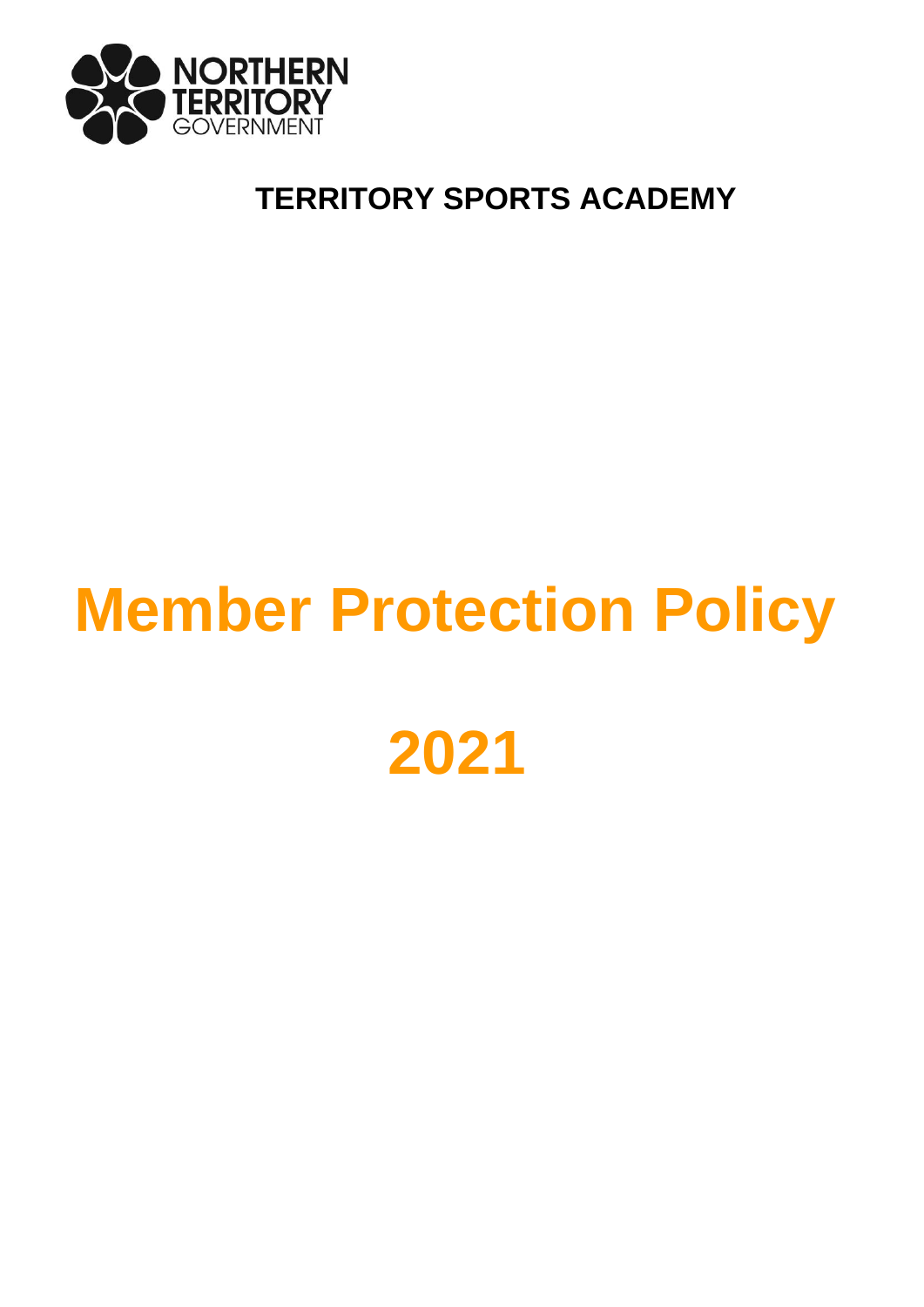NORTHERN TERRITORY GOVERNMENT

**TERRITORY SPORTS ACADEMY**

# Member Protection Policy

# 2021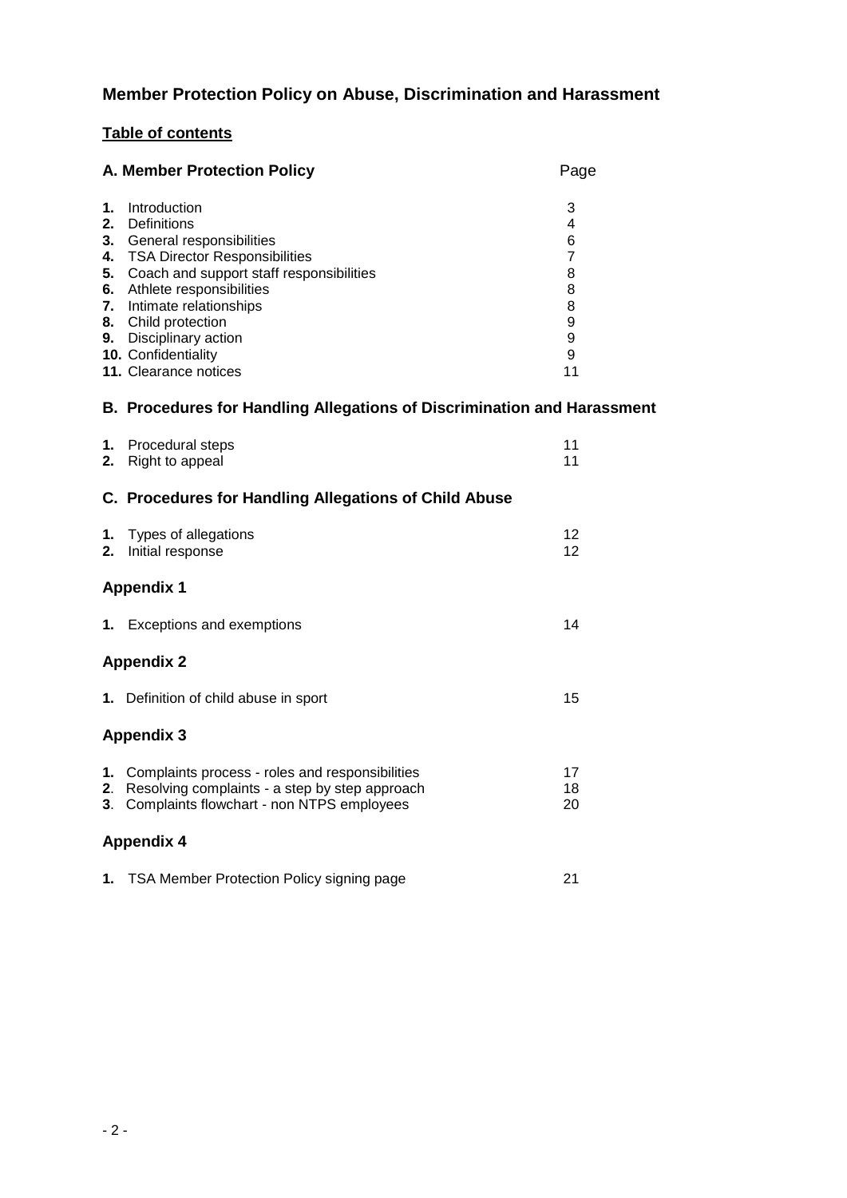# Member Protection Policy on Abuse, Discrimination and Harassment

## Table of contents

| **A. Member Protection Policy** | Page |
|---|---|
| **1.** Introduction | 3 |
| **2.** Definitions | 4 |
| **3.** General responsibilities | 6 |
| **4.** TSA Director Responsibilities | 7 |
| **5.** Coach and support staff responsibilities | 8 |
| **6.** Athlete responsibilities | 8 |
| **7.** Intimate relationships | 8 |
| **8.** Child protection | 9 |
| **9.** Disciplinary action | 9 |
| **10.** Confidentiality | 9 |
| **11.** Clearance notices | 11 |
| **B. Procedures for Handling Allegations of Discrimination and Harassment** | |
| **1.** Procedural steps | 11 |
| **2.** Right to appeal | 11 |
| **C. Procedures for Handling Allegations of Child Abuse** | |
| **1.** Types of allegations | 12 |
| **2.** Initial response | 12 |
| **Appendix 1** | |
| **1.** Exceptions and exemptions | 14 |
| **Appendix 2** | |
| **1.** Definition of child abuse in sport | 15 |
| **Appendix 3** | |
| **1.** Complaints process - roles and responsibilities | 17 |
| **2**. Resolving complaints - a step by step approach | 18 |
| **3**. Complaints flowchart - non NTPS employees | 20 |
| **Appendix 4** | |
| **1.** TSA Member Protection Policy signing page | 21 |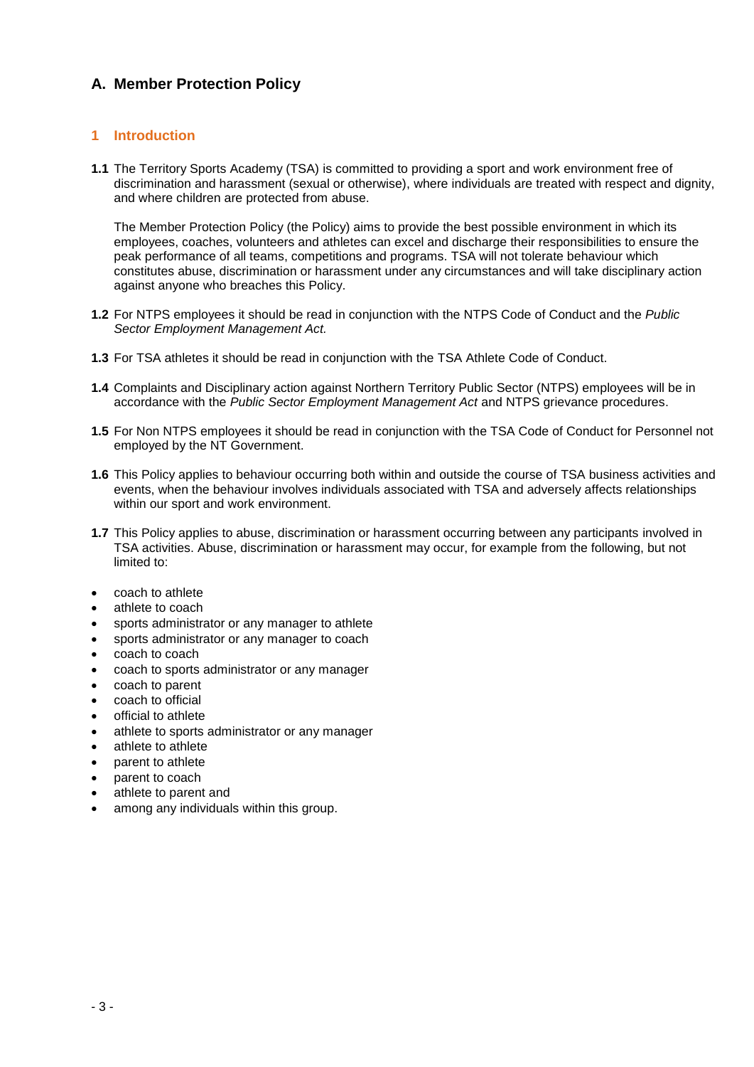# A. Member Protection Policy

## 1 Introduction

**1.1** The Territory Sports Academy (TSA) is committed to providing a sport and work environment free of discrimination and harassment (sexual or otherwise), where individuals are treated with respect and dignity, and where children are protected from abuse.

The Member Protection Policy (the Policy) aims to provide the best possible environment in which its employees, coaches, volunteers and athletes can excel and discharge their responsibilities to ensure the peak performance of all teams, competitions and programs. TSA will not tolerate behaviour which constitutes abuse, discrimination or harassment under any circumstances and will take disciplinary action against anyone who breaches this Policy.

**1.2** For NTPS employees it should be read in conjunction with the NTPS Code of Conduct and the *Public Sector Employment Management Act.*

**1.3** For TSA athletes it should be read in conjunction with the TSA Athlete Code of Conduct.

**1.4** Complaints and Disciplinary action against Northern Territory Public Sector (NTPS) employees will be in accordance with the *Public Sector Employment Management Act* and NTPS grievance procedures.

**1.5** For Non NTPS employees it should be read in conjunction with the TSA Code of Conduct for Personnel not employed by the NT Government.

**1.6** This Policy applies to behaviour occurring both within and outside the course of TSA business activities and events, when the behaviour involves individuals associated with TSA and adversely affects relationships within our sport and work environment.

**1.7** This Policy applies to abuse, discrimination or harassment occurring between any participants involved in TSA activities. Abuse, discrimination or harassment may occur, for example from the following, but not limited to:

- coach to athlete
- athlete to coach
- sports administrator or any manager to athlete
- sports administrator or any manager to coach
- coach to coach
- coach to sports administrator or any manager
- coach to parent
- coach to official
- official to athlete
- athlete to sports administrator or any manager
- athlete to athlete
- parent to athlete
- parent to coach
- athlete to parent and
- among any individuals within this group.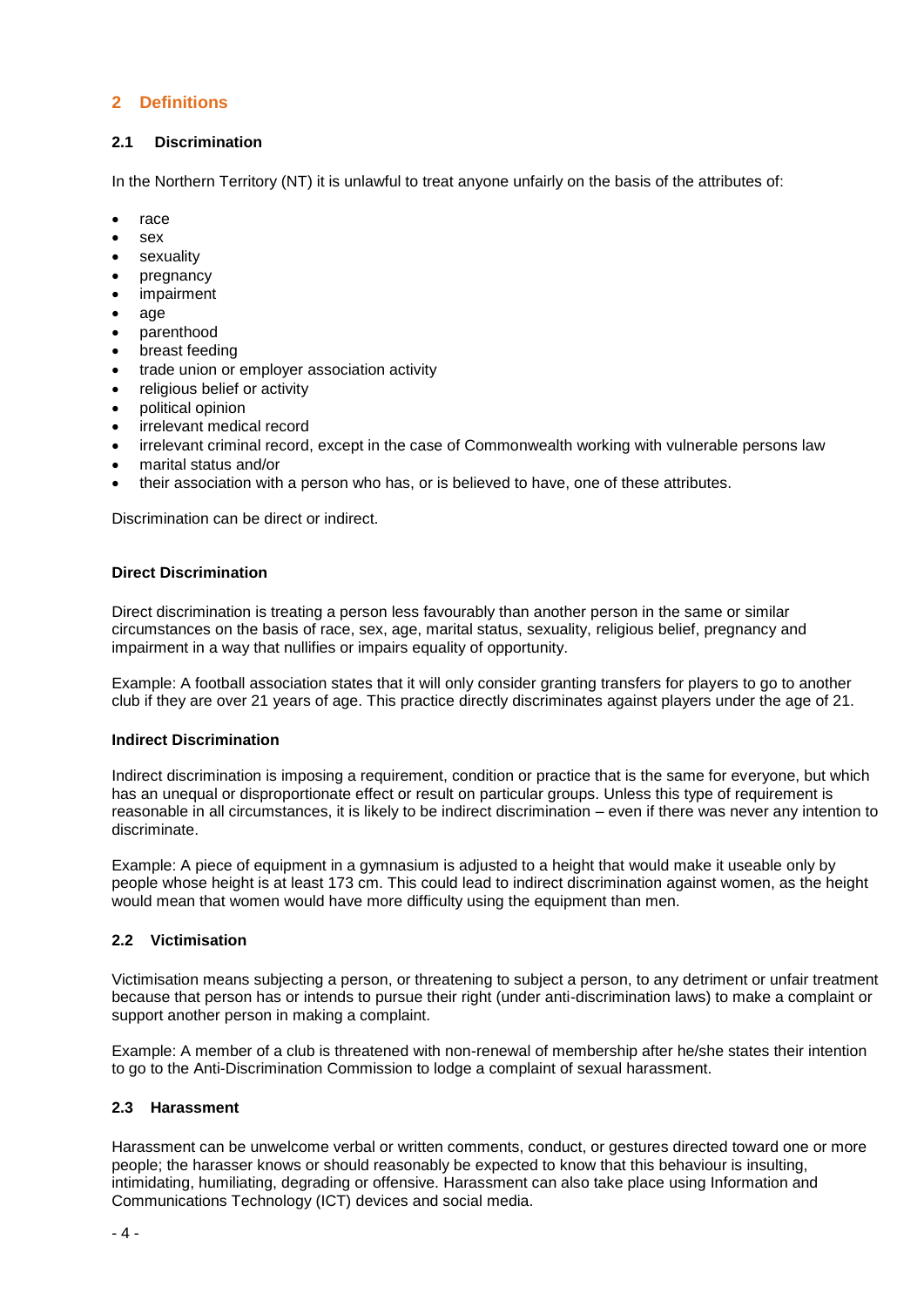## 2 Definitions

### 2.1 Discrimination

In the Northern Territory (NT) it is unlawful to treat anyone unfairly on the basis of the attributes of:

- race
- sex
- sexuality
- pregnancy
- impairment
- age
- parenthood
- breast feeding
- trade union or employer association activity
- religious belief or activity
- political opinion
- irrelevant medical record
- irrelevant criminal record, except in the case of Commonwealth working with vulnerable persons law
- marital status and/or
- their association with a person who has, or is believed to have, one of these attributes.

Discrimination can be direct or indirect.

**Direct Discrimination**

Direct discrimination is treating a person less favourably than another person in the same or similar circumstances on the basis of race, sex, age, marital status, sexuality, religious belief, pregnancy and impairment in a way that nullifies or impairs equality of opportunity.

Example: A football association states that it will only consider granting transfers for players to go to another club if they are over 21 years of age. This practice directly discriminates against players under the age of 21.

**Indirect Discrimination**

Indirect discrimination is imposing a requirement, condition or practice that is the same for everyone, but which has an unequal or disproportionate effect or result on particular groups. Unless this type of requirement is reasonable in all circumstances, it is likely to be indirect discrimination – even if there was never any intention to discriminate.

Example: A piece of equipment in a gymnasium is adjusted to a height that would make it useable only by people whose height is at least 173 cm. This could lead to indirect discrimination against women, as the height would mean that women would have more difficulty using the equipment than men.

### 2.2 Victimisation

Victimisation means subjecting a person, or threatening to subject a person, to any detriment or unfair treatment because that person has or intends to pursue their right (under anti-discrimination laws) to make a complaint or support another person in making a complaint.

Example: A member of a club is threatened with non-renewal of membership after he/she states their intention to go to the Anti-Discrimination Commission to lodge a complaint of sexual harassment.

### 2.3 Harassment

Harassment can be unwelcome verbal or written comments, conduct, or gestures directed toward one or more people; the harasser knows or should reasonably be expected to know that this behaviour is insulting, intimidating, humiliating, degrading or offensive. Harassment can also take place using Information and Communications Technology (ICT) devices and social media.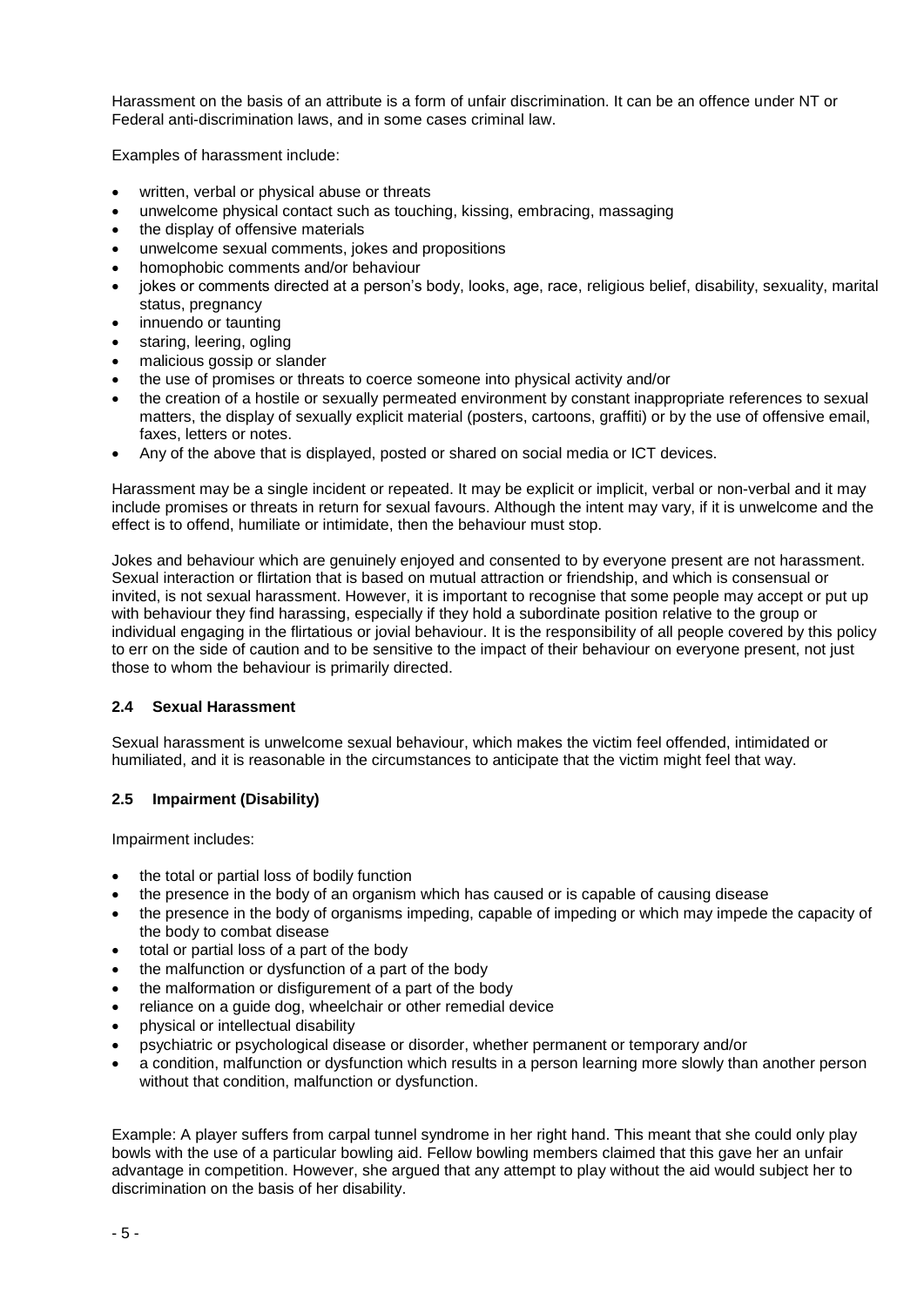Harassment on the basis of an attribute is a form of unfair discrimination. It can be an offence under NT or Federal anti-discrimination laws, and in some cases criminal law.

Examples of harassment include:

- written, verbal or physical abuse or threats
- unwelcome physical contact such as touching, kissing, embracing, massaging
- the display of offensive materials
- unwelcome sexual comments, jokes and propositions
- homophobic comments and/or behaviour
- jokes or comments directed at a person's body, looks, age, race, religious belief, disability, sexuality, marital status, pregnancy
- innuendo or taunting
- staring, leering, ogling
- malicious gossip or slander
- the use of promises or threats to coerce someone into physical activity and/or
- the creation of a hostile or sexually permeated environment by constant inappropriate references to sexual matters, the display of sexually explicit material (posters, cartoons, graffiti) or by the use of offensive email, faxes, letters or notes.
- Any of the above that is displayed, posted or shared on social media or ICT devices.

Harassment may be a single incident or repeated. It may be explicit or implicit, verbal or non-verbal and it may include promises or threats in return for sexual favours. Although the intent may vary, if it is unwelcome and the effect is to offend, humiliate or intimidate, then the behaviour must stop.

Jokes and behaviour which are genuinely enjoyed and consented to by everyone present are not harassment. Sexual interaction or flirtation that is based on mutual attraction or friendship, and which is consensual or invited, is not sexual harassment. However, it is important to recognise that some people may accept or put up with behaviour they find harassing, especially if they hold a subordinate position relative to the group or individual engaging in the flirtatious or jovial behaviour. It is the responsibility of all people covered by this policy to err on the side of caution and to be sensitive to the impact of their behaviour on everyone present, not just those to whom the behaviour is primarily directed.

### 2.4 Sexual Harassment

Sexual harassment is unwelcome sexual behaviour, which makes the victim feel offended, intimidated or humiliated, and it is reasonable in the circumstances to anticipate that the victim might feel that way.

### 2.5 Impairment (Disability)

Impairment includes:

- the total or partial loss of bodily function
- the presence in the body of an organism which has caused or is capable of causing disease
- the presence in the body of organisms impeding, capable of impeding or which may impede the capacity of the body to combat disease
- total or partial loss of a part of the body
- the malfunction or dysfunction of a part of the body
- the malformation or disfigurement of a part of the body
- reliance on a guide dog, wheelchair or other remedial device
- physical or intellectual disability
- psychiatric or psychological disease or disorder, whether permanent or temporary and/or
- a condition, malfunction or dysfunction which results in a person learning more slowly than another person without that condition, malfunction or dysfunction.

Example: A player suffers from carpal tunnel syndrome in her right hand. This meant that she could only play bowls with the use of a particular bowling aid. Fellow bowling members claimed that this gave her an unfair advantage in competition. However, she argued that any attempt to play without the aid would subject her to discrimination on the basis of her disability.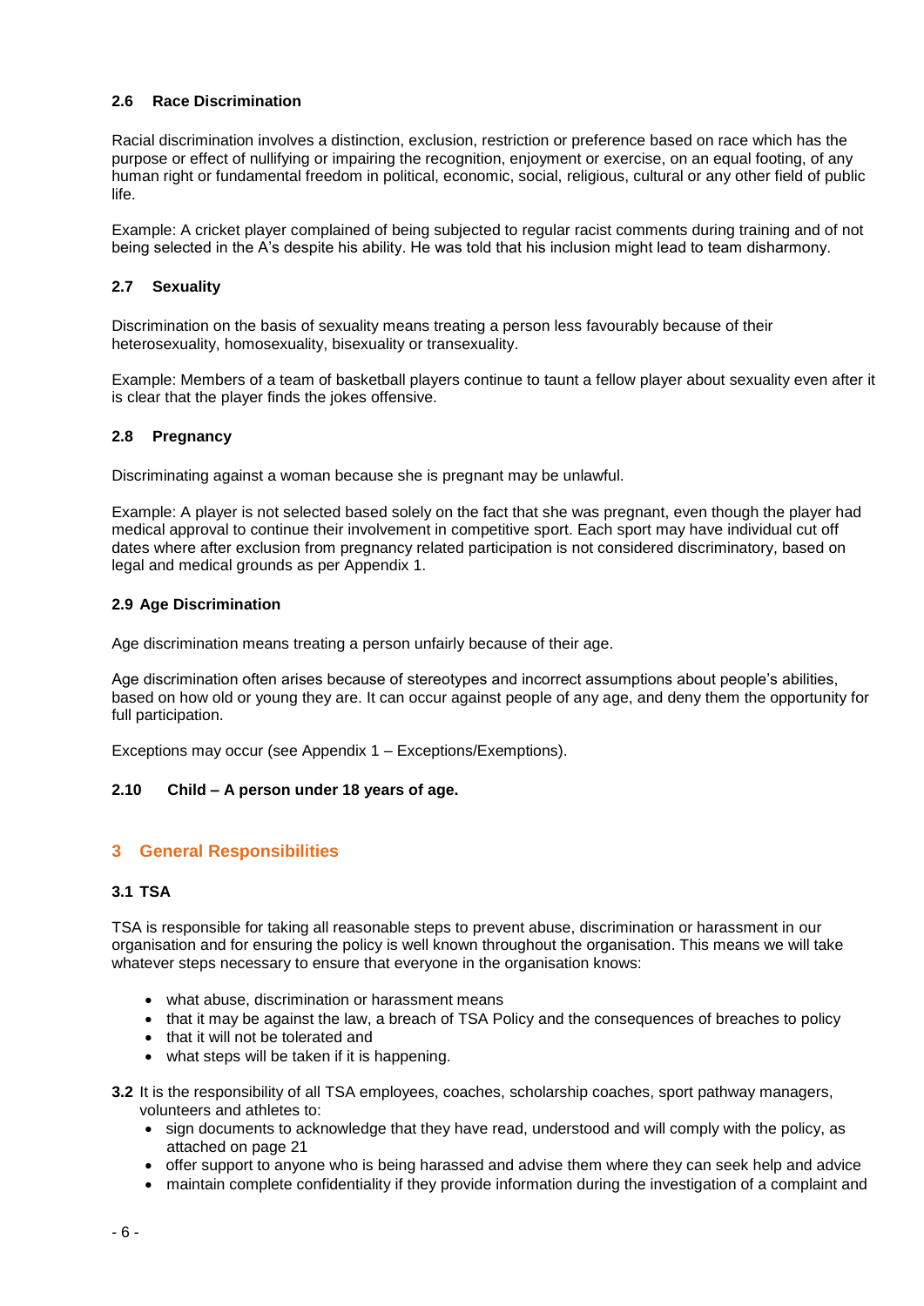### 2.6 Race Discrimination

Racial discrimination involves a distinction, exclusion, restriction or preference based on race which has the purpose or effect of nullifying or impairing the recognition, enjoyment or exercise, on an equal footing, of any human right or fundamental freedom in political, economic, social, religious, cultural or any other field of public life.

Example: A cricket player complained of being subjected to regular racist comments during training and of not being selected in the A's despite his ability. He was told that his inclusion might lead to team disharmony.

### 2.7 Sexuality

Discrimination on the basis of sexuality means treating a person less favourably because of their heterosexuality, homosexuality, bisexuality or transexuality.

Example: Members of a team of basketball players continue to taunt a fellow player about sexuality even after it is clear that the player finds the jokes offensive.

### 2.8 Pregnancy

Discriminating against a woman because she is pregnant may be unlawful.

Example: A player is not selected based solely on the fact that she was pregnant, even though the player had medical approval to continue their involvement in competitive sport. Each sport may have individual cut off dates where after exclusion from pregnancy related participation is not considered discriminatory, based on legal and medical grounds as per Appendix 1.

### 2.9 Age Discrimination

Age discrimination means treating a person unfairly because of their age.

Age discrimination often arises because of stereotypes and incorrect assumptions about people's abilities, based on how old or young they are. It can occur against people of any age, and deny them the opportunity for full participation.

Exceptions may occur (see Appendix 1 – Exceptions/Exemptions).

### 2.10 Child – A person under 18 years of age.

## 3 General Responsibilities

### 3.1 TSA

TSA is responsible for taking all reasonable steps to prevent abuse, discrimination or harassment in our organisation and for ensuring the policy is well known throughout the organisation. This means we will take whatever steps necessary to ensure that everyone in the organisation knows:

- what abuse, discrimination or harassment means
- that it may be against the law, a breach of TSA Policy and the consequences of breaches to policy
- that it will not be tolerated and
- what steps will be taken if it is happening.

**3.2** It is the responsibility of all TSA employees, coaches, scholarship coaches, sport pathway managers, volunteers and athletes to:

- sign documents to acknowledge that they have read, understood and will comply with the policy, as attached on page 21
- offer support to anyone who is being harassed and advise them where they can seek help and advice
- maintain complete confidentiality if they provide information during the investigation of a complaint and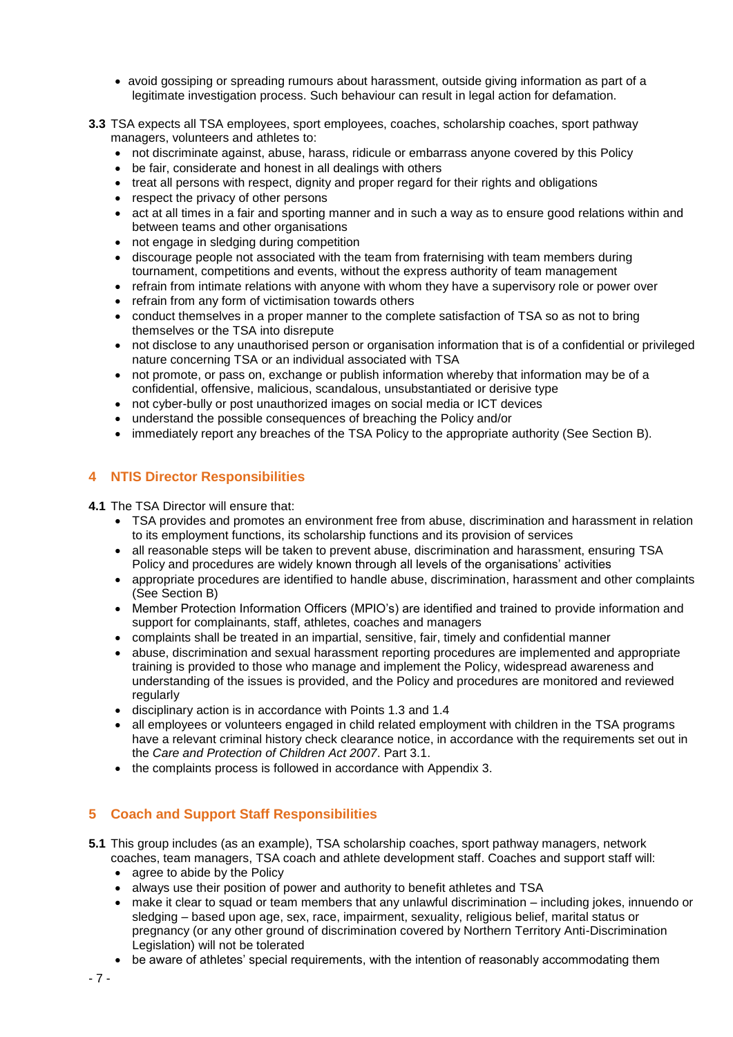- avoid gossiping or spreading rumours about harassment, outside giving information as part of a legitimate investigation process. Such behaviour can result in legal action for defamation.

**3.3** TSA expects all TSA employees, sport employees, coaches, scholarship coaches, sport pathway managers, volunteers and athletes to:

- not discriminate against, abuse, harass, ridicule or embarrass anyone covered by this Policy
- be fair, considerate and honest in all dealings with others
- treat all persons with respect, dignity and proper regard for their rights and obligations
- respect the privacy of other persons
- act at all times in a fair and sporting manner and in such a way as to ensure good relations within and between teams and other organisations
- not engage in sledging during competition
- discourage people not associated with the team from fraternising with team members during tournament, competitions and events, without the express authority of team management
- refrain from intimate relations with anyone with whom they have a supervisory role or power over
- refrain from any form of victimisation towards others
- conduct themselves in a proper manner to the complete satisfaction of TSA so as not to bring themselves or the TSA into disrepute
- not disclose to any unauthorised person or organisation information that is of a confidential or privileged nature concerning TSA or an individual associated with TSA
- not promote, or pass on, exchange or publish information whereby that information may be of a confidential, offensive, malicious, scandalous, unsubstantiated or derisive type
- not cyber-bully or post unauthorized images on social media or ICT devices
- understand the possible consequences of breaching the Policy and/or
- immediately report any breaches of the TSA Policy to the appropriate authority (See Section B).

## 4 NTIS Director Responsibilities

**4.1** The TSA Director will ensure that:

- TSA provides and promotes an environment free from abuse, discrimination and harassment in relation to its employment functions, its scholarship functions and its provision of services
- all reasonable steps will be taken to prevent abuse, discrimination and harassment, ensuring TSA Policy and procedures are widely known through all levels of the organisations' activities
- appropriate procedures are identified to handle abuse, discrimination, harassment and other complaints (See Section B)
- Member Protection Information Officers (MPIO's) are identified and trained to provide information and support for complainants, staff, athletes, coaches and managers
- complaints shall be treated in an impartial, sensitive, fair, timely and confidential manner
- abuse, discrimination and sexual harassment reporting procedures are implemented and appropriate training is provided to those who manage and implement the Policy, widespread awareness and understanding of the issues is provided, and the Policy and procedures are monitored and reviewed regularly
- disciplinary action is in accordance with Points 1.3 and 1.4
- all employees or volunteers engaged in child related employment with children in the TSA programs have a relevant criminal history check clearance notice, in accordance with the requirements set out in the *Care and Protection of Children Act 2007*. Part 3.1.
- the complaints process is followed in accordance with Appendix 3.

## 5 Coach and Support Staff Responsibilities

**5.1** This group includes (as an example), TSA scholarship coaches, sport pathway managers, network coaches, team managers, TSA coach and athlete development staff. Coaches and support staff will:

- agree to abide by the Policy
- always use their position of power and authority to benefit athletes and TSA
- make it clear to squad or team members that any unlawful discrimination – including jokes, innuendo or sledging – based upon age, sex, race, impairment, sexuality, religious belief, marital status or pregnancy (or any other ground of discrimination covered by Northern Territory Anti-Discrimination Legislation) will not be tolerated
- be aware of athletes' special requirements, with the intention of reasonably accommodating them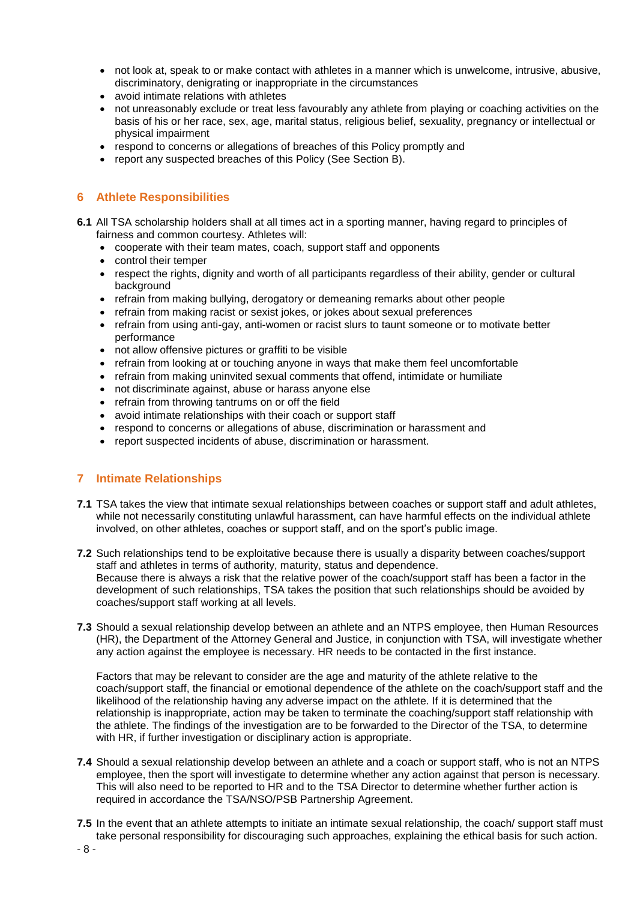- not look at, speak to or make contact with athletes in a manner which is unwelcome, intrusive, abusive, discriminatory, denigrating or inappropriate in the circumstances
- avoid intimate relations with athletes
- not unreasonably exclude or treat less favourably any athlete from playing or coaching activities on the basis of his or her race, sex, age, marital status, religious belief, sexuality, pregnancy or intellectual or physical impairment
- respond to concerns or allegations of breaches of this Policy promptly and
- report any suspected breaches of this Policy (See Section B).

## 6 Athlete Responsibilities

**6.1** All TSA scholarship holders shall at all times act in a sporting manner, having regard to principles of fairness and common courtesy. Athletes will:

- cooperate with their team mates, coach, support staff and opponents
- control their temper
- respect the rights, dignity and worth of all participants regardless of their ability, gender or cultural background
- refrain from making bullying, derogatory or demeaning remarks about other people
- refrain from making racist or sexist jokes, or jokes about sexual preferences
- refrain from using anti-gay, anti-women or racist slurs to taunt someone or to motivate better performance
- not allow offensive pictures or graffiti to be visible
- refrain from looking at or touching anyone in ways that make them feel uncomfortable
- refrain from making uninvited sexual comments that offend, intimidate or humiliate
- not discriminate against, abuse or harass anyone else
- refrain from throwing tantrums on or off the field
- avoid intimate relationships with their coach or support staff
- respond to concerns or allegations of abuse, discrimination or harassment and
- report suspected incidents of abuse, discrimination or harassment.

## 7 Intimate Relationships

**7.1** TSA takes the view that intimate sexual relationships between coaches or support staff and adult athletes, while not necessarily constituting unlawful harassment, can have harmful effects on the individual athlete involved, on other athletes, coaches or support staff, and on the sport's public image.

**7.2** Such relationships tend to be exploitative because there is usually a disparity between coaches/support staff and athletes in terms of authority, maturity, status and dependence.
Because there is always a risk that the relative power of the coach/support staff has been a factor in the development of such relationships, TSA takes the position that such relationships should be avoided by coaches/support staff working at all levels.

**7.3** Should a sexual relationship develop between an athlete and an NTPS employee, then Human Resources (HR), the Department of the Attorney General and Justice, in conjunction with TSA, will investigate whether any action against the employee is necessary. HR needs to be contacted in the first instance.

Factors that may be relevant to consider are the age and maturity of the athlete relative to the coach/support staff, the financial or emotional dependence of the athlete on the coach/support staff and the likelihood of the relationship having any adverse impact on the athlete. If it is determined that the relationship is inappropriate, action may be taken to terminate the coaching/support staff relationship with the athlete. The findings of the investigation are to be forwarded to the Director of the TSA, to determine with HR, if further investigation or disciplinary action is appropriate.

**7.4** Should a sexual relationship develop between an athlete and a coach or support staff, who is not an NTPS employee, then the sport will investigate to determine whether any action against that person is necessary. This will also need to be reported to HR and to the TSA Director to determine whether further action is required in accordance the TSA/NSO/PSB Partnership Agreement.

**7.5** In the event that an athlete attempts to initiate an intimate sexual relationship, the coach/ support staff must take personal responsibility for discouraging such approaches, explaining the ethical basis for such action.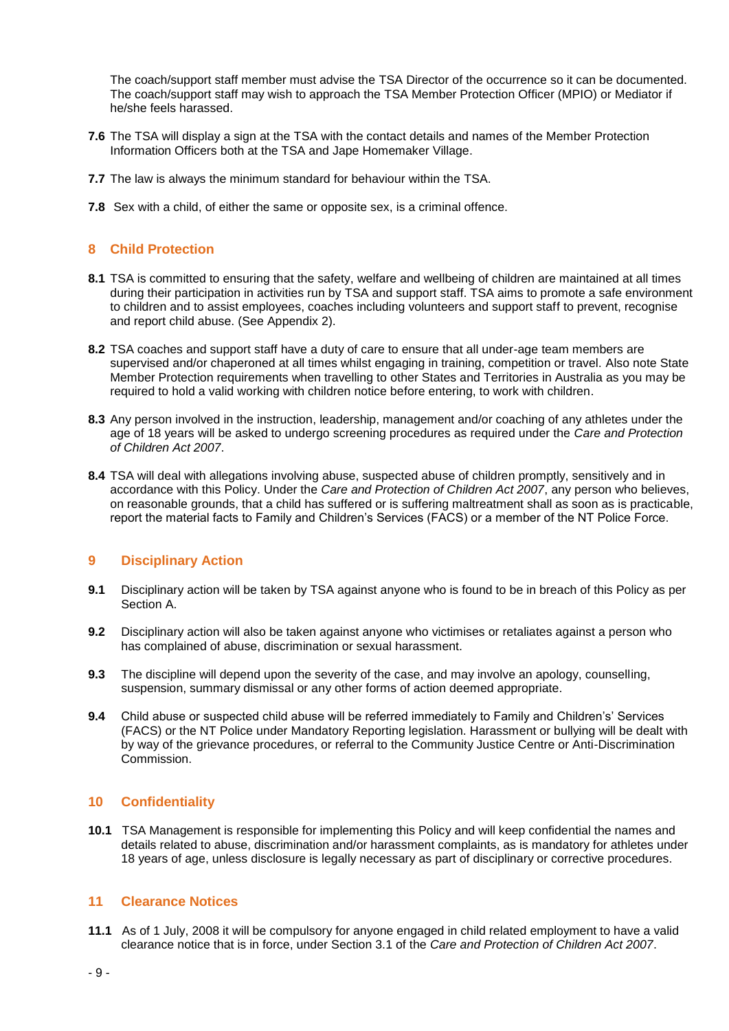The coach/support staff member must advise the TSA Director of the occurrence so it can be documented. The coach/support staff may wish to approach the TSA Member Protection Officer (MPIO) or Mediator if he/she feels harassed.

**7.6** The TSA will display a sign at the TSA with the contact details and names of the Member Protection Information Officers both at the TSA and Jape Homemaker Village.

**7.7** The law is always the minimum standard for behaviour within the TSA.

**7.8** Sex with a child, of either the same or opposite sex, is a criminal offence.

## 8 Child Protection

**8.1** TSA is committed to ensuring that the safety, welfare and wellbeing of children are maintained at all times during their participation in activities run by TSA and support staff. TSA aims to promote a safe environment to children and to assist employees, coaches including volunteers and support staff to prevent, recognise and report child abuse. (See Appendix 2).

**8.2** TSA coaches and support staff have a duty of care to ensure that all under-age team members are supervised and/or chaperoned at all times whilst engaging in training, competition or travel. Also note State Member Protection requirements when travelling to other States and Territories in Australia as you may be required to hold a valid working with children notice before entering, to work with children.

**8.3** Any person involved in the instruction, leadership, management and/or coaching of any athletes under the age of 18 years will be asked to undergo screening procedures as required under the *Care and Protection of Children Act 2007*.

**8.4** TSA will deal with allegations involving abuse, suspected abuse of children promptly, sensitively and in accordance with this Policy. Under the *Care and Protection of Children Act 2007*, any person who believes, on reasonable grounds, that a child has suffered or is suffering maltreatment shall as soon as is practicable, report the material facts to Family and Children's Services (FACS) or a member of the NT Police Force.

## 9 Disciplinary Action

**9.1** Disciplinary action will be taken by TSA against anyone who is found to be in breach of this Policy as per Section A.

**9.2** Disciplinary action will also be taken against anyone who victimises or retaliates against a person who has complained of abuse, discrimination or sexual harassment.

**9.3** The discipline will depend upon the severity of the case, and may involve an apology, counselling, suspension, summary dismissal or any other forms of action deemed appropriate.

**9.4** Child abuse or suspected child abuse will be referred immediately to Family and Children's' Services (FACS) or the NT Police under Mandatory Reporting legislation. Harassment or bullying will be dealt with by way of the grievance procedures, or referral to the Community Justice Centre or Anti-Discrimination Commission.

## 10 Confidentiality

**10.1** TSA Management is responsible for implementing this Policy and will keep confidential the names and details related to abuse, discrimination and/or harassment complaints, as is mandatory for athletes under 18 years of age, unless disclosure is legally necessary as part of disciplinary or corrective procedures.

## 11 Clearance Notices

**11.1** As of 1 July, 2008 it will be compulsory for anyone engaged in child related employment to have a valid clearance notice that is in force, under Section 3.1 of the *Care and Protection of Children Act 2007*.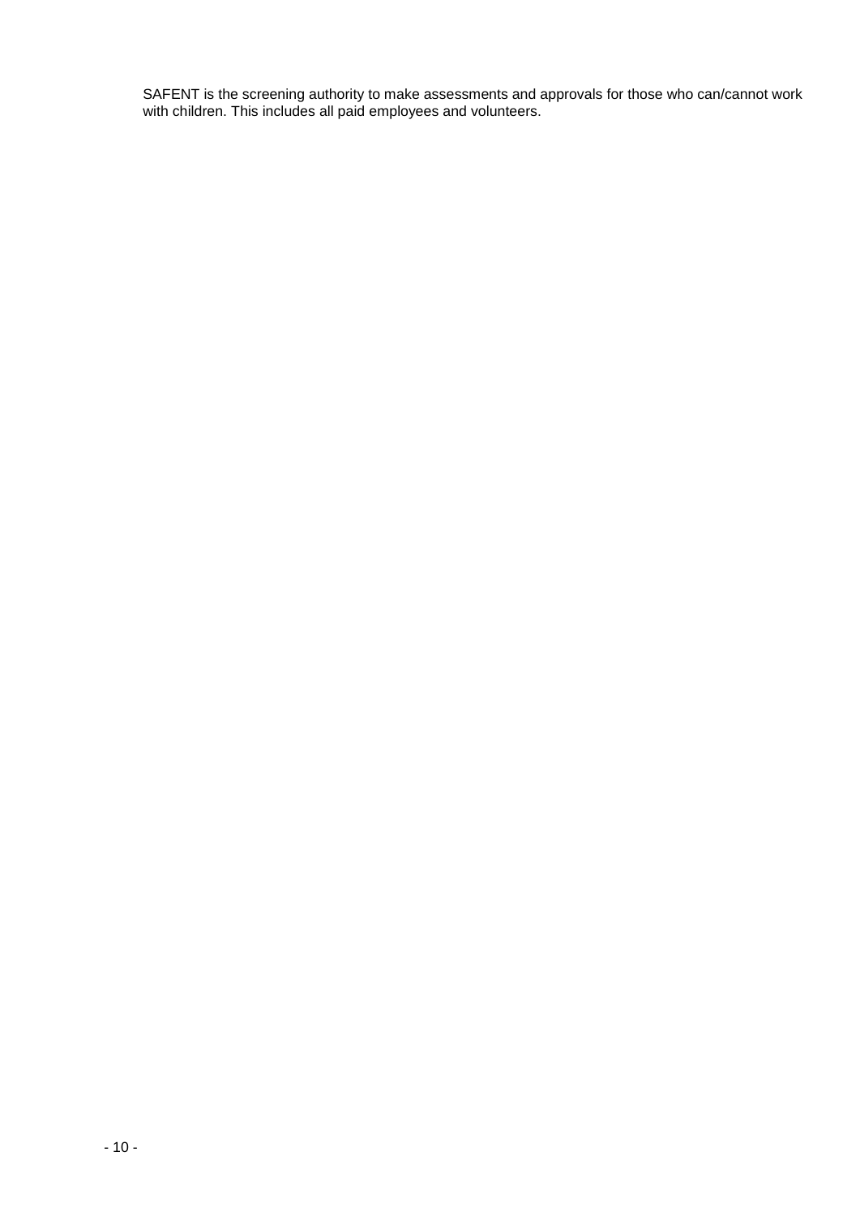SAFENT is the screening authority to make assessments and approvals for those who can/cannot work with children. This includes all paid employees and volunteers.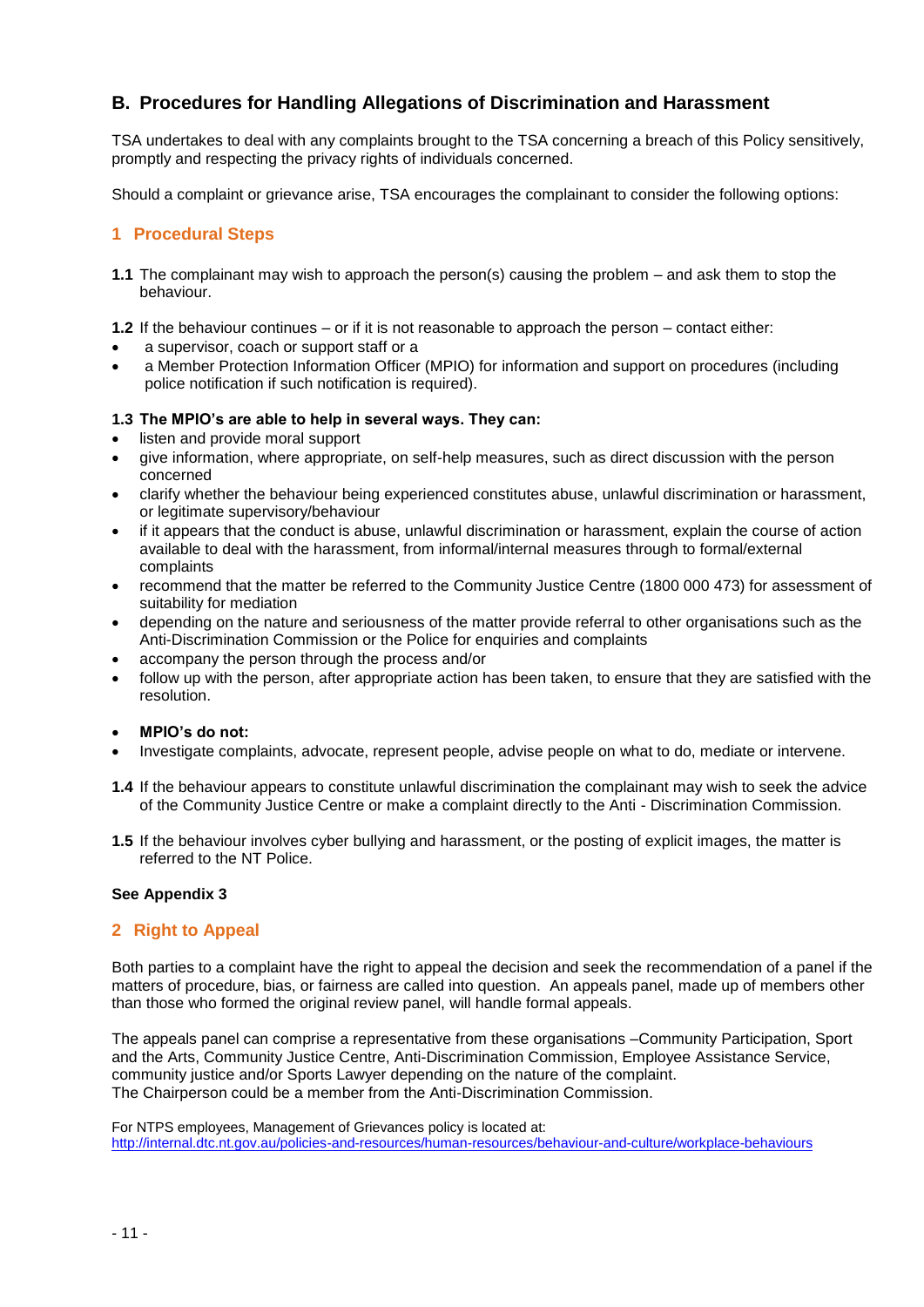## B. Procedures for Handling Allegations of Discrimination and Harassment

TSA undertakes to deal with any complaints brought to the TSA concerning a breach of this Policy sensitively, promptly and respecting the privacy rights of individuals concerned.

Should a complaint or grievance arise, TSA encourages the complainant to consider the following options:

### 1 Procedural Steps

**1.1** The complainant may wish to approach the person(s) causing the problem – and ask them to stop the behaviour.

**1.2** If the behaviour continues – or if it is not reasonable to approach the person – contact either:

- a supervisor, coach or support staff or a
- a Member Protection Information Officer (MPIO) for information and support on procedures (including police notification if such notification is required).

**1.3 The MPIO's are able to help in several ways. They can:**

- listen and provide moral support
- give information, where appropriate, on self-help measures, such as direct discussion with the person concerned
- clarify whether the behaviour being experienced constitutes abuse, unlawful discrimination or harassment, or legitimate supervisory/behaviour
- if it appears that the conduct is abuse, unlawful discrimination or harassment, explain the course of action available to deal with the harassment, from informal/internal measures through to formal/external complaints
- recommend that the matter be referred to the Community Justice Centre (1800 000 473) for assessment of suitability for mediation
- depending on the nature and seriousness of the matter provide referral to other organisations such as the Anti-Discrimination Commission or the Police for enquiries and complaints
- accompany the person through the process and/or
- follow up with the person, after appropriate action has been taken, to ensure that they are satisfied with the resolution.

- **MPIO's do not:**
- Investigate complaints, advocate, represent people, advise people on what to do, mediate or intervene.

**1.4** If the behaviour appears to constitute unlawful discrimination the complainant may wish to seek the advice of the Community Justice Centre or make a complaint directly to the Anti - Discrimination Commission.

**1.5** If the behaviour involves cyber bullying and harassment, or the posting of explicit images, the matter is referred to the NT Police.

**See Appendix 3**

### 2 Right to Appeal

Both parties to a complaint have the right to appeal the decision and seek the recommendation of a panel if the matters of procedure, bias, or fairness are called into question. An appeals panel, made up of members other than those who formed the original review panel, will handle formal appeals.

The appeals panel can comprise a representative from these organisations –Community Participation, Sport and the Arts, Community Justice Centre, Anti-Discrimination Commission, Employee Assistance Service, community justice and/or Sports Lawyer depending on the nature of the complaint.
The Chairperson could be a member from the Anti-Discrimination Commission.

For NTPS employees, Management of Grievances policy is located at:
http://internal.dtc.nt.gov.au/policies-and-resources/human-resources/behaviour-and-culture/workplace-behaviours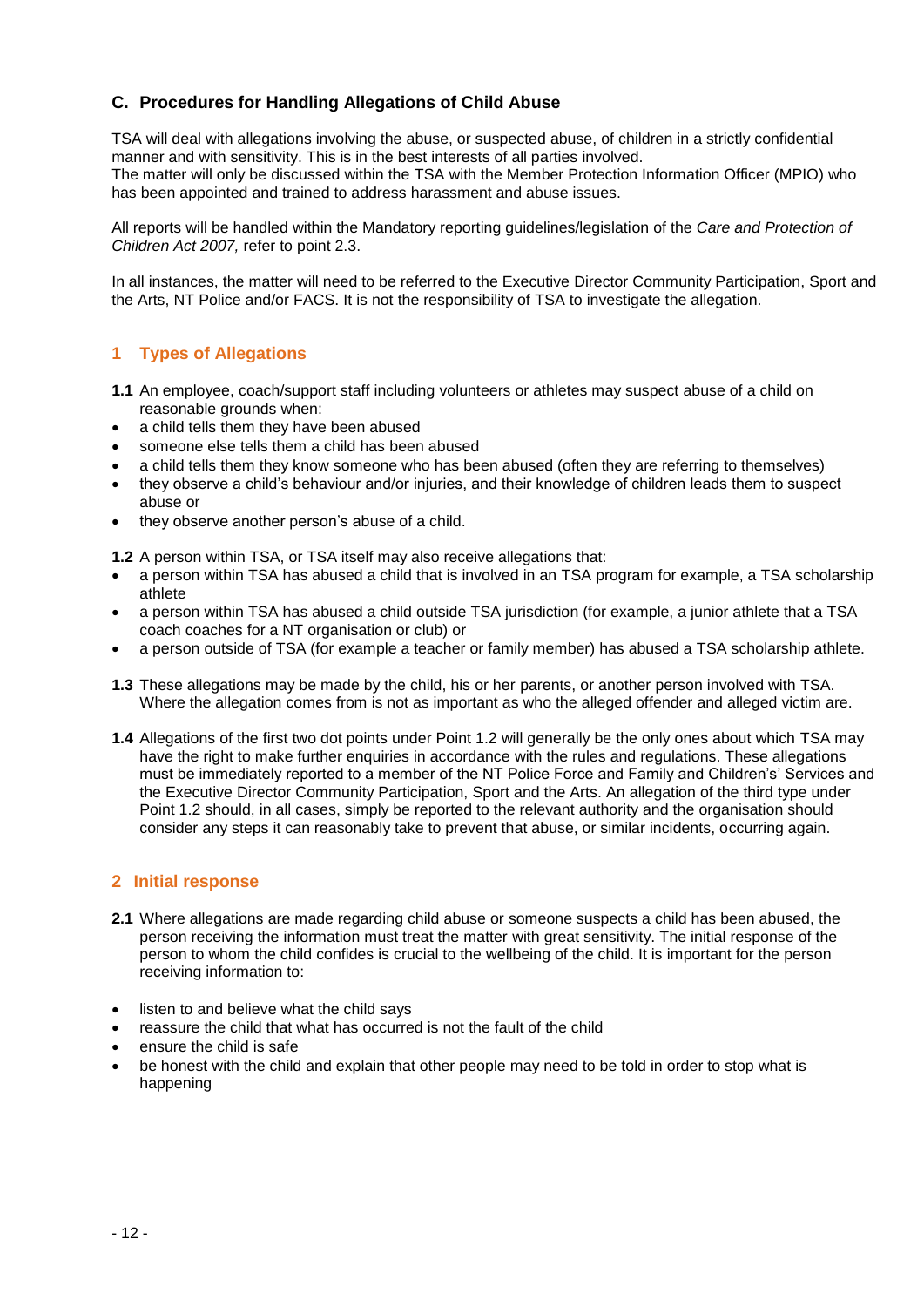## C. Procedures for Handling Allegations of Child Abuse

TSA will deal with allegations involving the abuse, or suspected abuse, of children in a strictly confidential manner and with sensitivity. This is in the best interests of all parties involved.
The matter will only be discussed within the TSA with the Member Protection Information Officer (MPIO) who has been appointed and trained to address harassment and abuse issues.

All reports will be handled within the Mandatory reporting guidelines/legislation of the *Care and Protection of Children Act 2007,* refer to point 2.3.

In all instances, the matter will need to be referred to the Executive Director Community Participation, Sport and the Arts, NT Police and/or FACS. It is not the responsibility of TSA to investigate the allegation.

### 1 Types of Allegations

**1.1** An employee, coach/support staff including volunteers or athletes may suspect abuse of a child on reasonable grounds when:

- a child tells them they have been abused
- someone else tells them a child has been abused
- a child tells them they know someone who has been abused (often they are referring to themselves)
- they observe a child's behaviour and/or injuries, and their knowledge of children leads them to suspect abuse or
- they observe another person's abuse of a child.

**1.2** A person within TSA, or TSA itself may also receive allegations that:

- a person within TSA has abused a child that is involved in an TSA program for example, a TSA scholarship athlete
- a person within TSA has abused a child outside TSA jurisdiction (for example, a junior athlete that a TSA coach coaches for a NT organisation or club) or
- a person outside of TSA (for example a teacher or family member) has abused a TSA scholarship athlete.

**1.3** These allegations may be made by the child, his or her parents, or another person involved with TSA. Where the allegation comes from is not as important as who the alleged offender and alleged victim are.

**1.4** Allegations of the first two dot points under Point 1.2 will generally be the only ones about which TSA may have the right to make further enquiries in accordance with the rules and regulations. These allegations must be immediately reported to a member of the NT Police Force and Family and Children's' Services and the Executive Director Community Participation, Sport and the Arts. An allegation of the third type under Point 1.2 should, in all cases, simply be reported to the relevant authority and the organisation should consider any steps it can reasonably take to prevent that abuse, or similar incidents, occurring again.

### 2 Initial response

**2.1** Where allegations are made regarding child abuse or someone suspects a child has been abused, the person receiving the information must treat the matter with great sensitivity. The initial response of the person to whom the child confides is crucial to the wellbeing of the child. It is important for the person receiving information to:

- listen to and believe what the child says
- reassure the child that what has occurred is not the fault of the child
- ensure the child is safe
- be honest with the child and explain that other people may need to be told in order to stop what is happening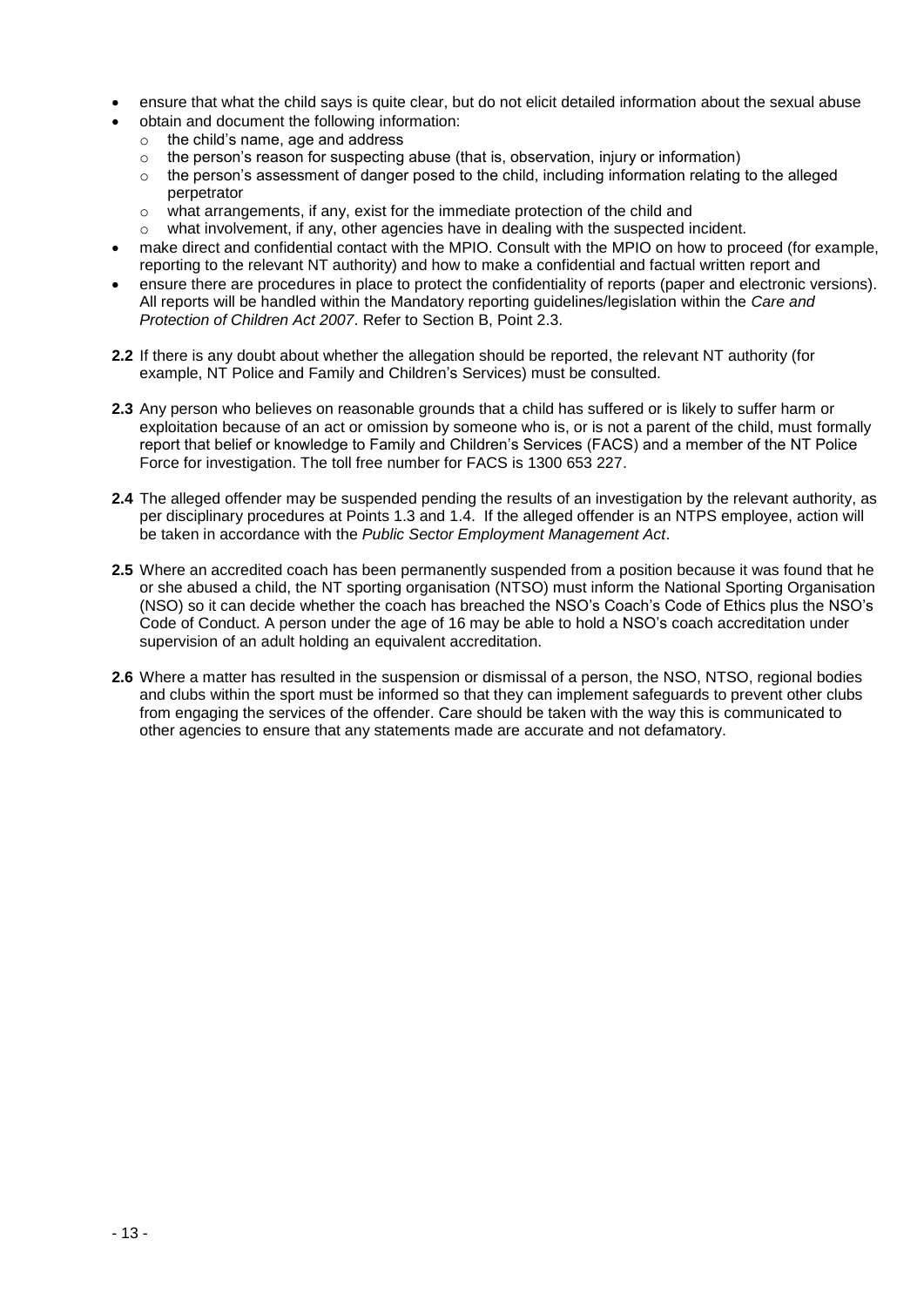- ensure that what the child says is quite clear, but do not elicit detailed information about the sexual abuse
- obtain and document the following information:
  - the child's name, age and address
  - the person's reason for suspecting abuse (that is, observation, injury or information)
  - the person's assessment of danger posed to the child, including information relating to the alleged perpetrator
  - what arrangements, if any, exist for the immediate protection of the child and
  - what involvement, if any, other agencies have in dealing with the suspected incident.
- make direct and confidential contact with the MPIO. Consult with the MPIO on how to proceed (for example, reporting to the relevant NT authority) and how to make a confidential and factual written report and
- ensure there are procedures in place to protect the confidentiality of reports (paper and electronic versions). All reports will be handled within the Mandatory reporting guidelines/legislation within the *Care and Protection of Children Act 2007*. Refer to Section B, Point 2.3.

**2.2** If there is any doubt about whether the allegation should be reported, the relevant NT authority (for example, NT Police and Family and Children's Services) must be consulted.

**2.3** Any person who believes on reasonable grounds that a child has suffered or is likely to suffer harm or exploitation because of an act or omission by someone who is, or is not a parent of the child, must formally report that belief or knowledge to Family and Children's Services (FACS) and a member of the NT Police Force for investigation. The toll free number for FACS is 1300 653 227.

**2.4** The alleged offender may be suspended pending the results of an investigation by the relevant authority, as per disciplinary procedures at Points 1.3 and 1.4. If the alleged offender is an NTPS employee, action will be taken in accordance with the *Public Sector Employment Management Act*.

**2.5** Where an accredited coach has been permanently suspended from a position because it was found that he or she abused a child, the NT sporting organisation (NTSO) must inform the National Sporting Organisation (NSO) so it can decide whether the coach has breached the NSO's Coach's Code of Ethics plus the NSO's Code of Conduct. A person under the age of 16 may be able to hold a NSO's coach accreditation under supervision of an adult holding an equivalent accreditation.

**2.6** Where a matter has resulted in the suspension or dismissal of a person, the NSO, NTSO, regional bodies and clubs within the sport must be informed so that they can implement safeguards to prevent other clubs from engaging the services of the offender. Care should be taken with the way this is communicated to other agencies to ensure that any statements made are accurate and not defamatory.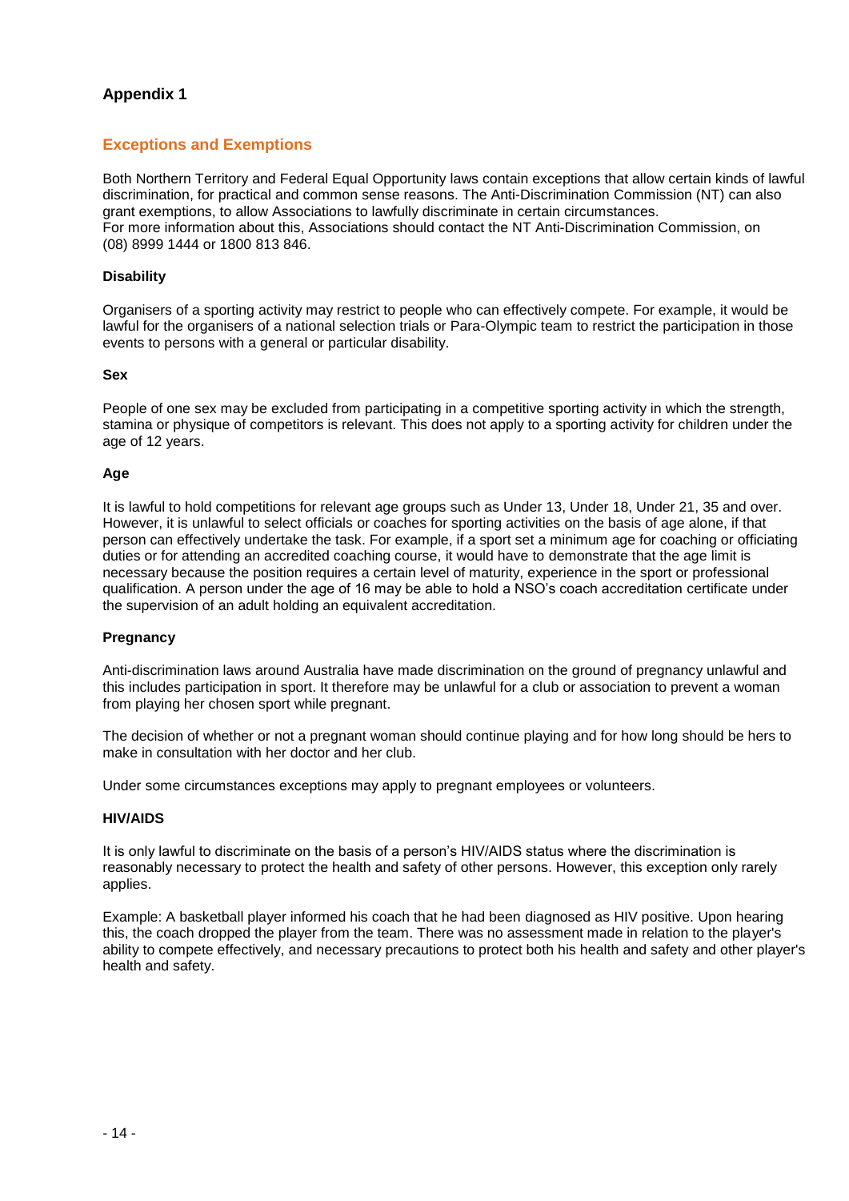## Appendix 1

### Exceptions and Exemptions

Both Northern Territory and Federal Equal Opportunity laws contain exceptions that allow certain kinds of lawful discrimination, for practical and common sense reasons. The Anti-Discrimination Commission (NT) can also grant exemptions, to allow Associations to lawfully discriminate in certain circumstances. For more information about this, Associations should contact the NT Anti-Discrimination Commission, on (08) 8999 1444 or 1800 813 846.

**Disability**

Organisers of a sporting activity may restrict to people who can effectively compete. For example, it would be lawful for the organisers of a national selection trials or Para-Olympic team to restrict the participation in those events to persons with a general or particular disability.

**Sex**

People of one sex may be excluded from participating in a competitive sporting activity in which the strength, stamina or physique of competitors is relevant. This does not apply to a sporting activity for children under the age of 12 years.

**Age**

It is lawful to hold competitions for relevant age groups such as Under 13, Under 18, Under 21, 35 and over. However, it is unlawful to select officials or coaches for sporting activities on the basis of age alone, if that person can effectively undertake the task. For example, if a sport set a minimum age for coaching or officiating duties or for attending an accredited coaching course, it would have to demonstrate that the age limit is necessary because the position requires a certain level of maturity, experience in the sport or professional qualification. A person under the age of 16 may be able to hold a NSO's coach accreditation certificate under the supervision of an adult holding an equivalent accreditation.

**Pregnancy**

Anti-discrimination laws around Australia have made discrimination on the ground of pregnancy unlawful and this includes participation in sport. It therefore may be unlawful for a club or association to prevent a woman from playing her chosen sport while pregnant.

The decision of whether or not a pregnant woman should continue playing and for how long should be hers to make in consultation with her doctor and her club.

Under some circumstances exceptions may apply to pregnant employees or volunteers.

**HIV/AIDS**

It is only lawful to discriminate on the basis of a person's HIV/AIDS status where the discrimination is reasonably necessary to protect the health and safety of other persons. However, this exception only rarely applies.

Example: A basketball player informed his coach that he had been diagnosed as HIV positive. Upon hearing this, the coach dropped the player from the team. There was no assessment made in relation to the player's ability to compete effectively, and necessary precautions to protect both his health and safety and other player's health and safety.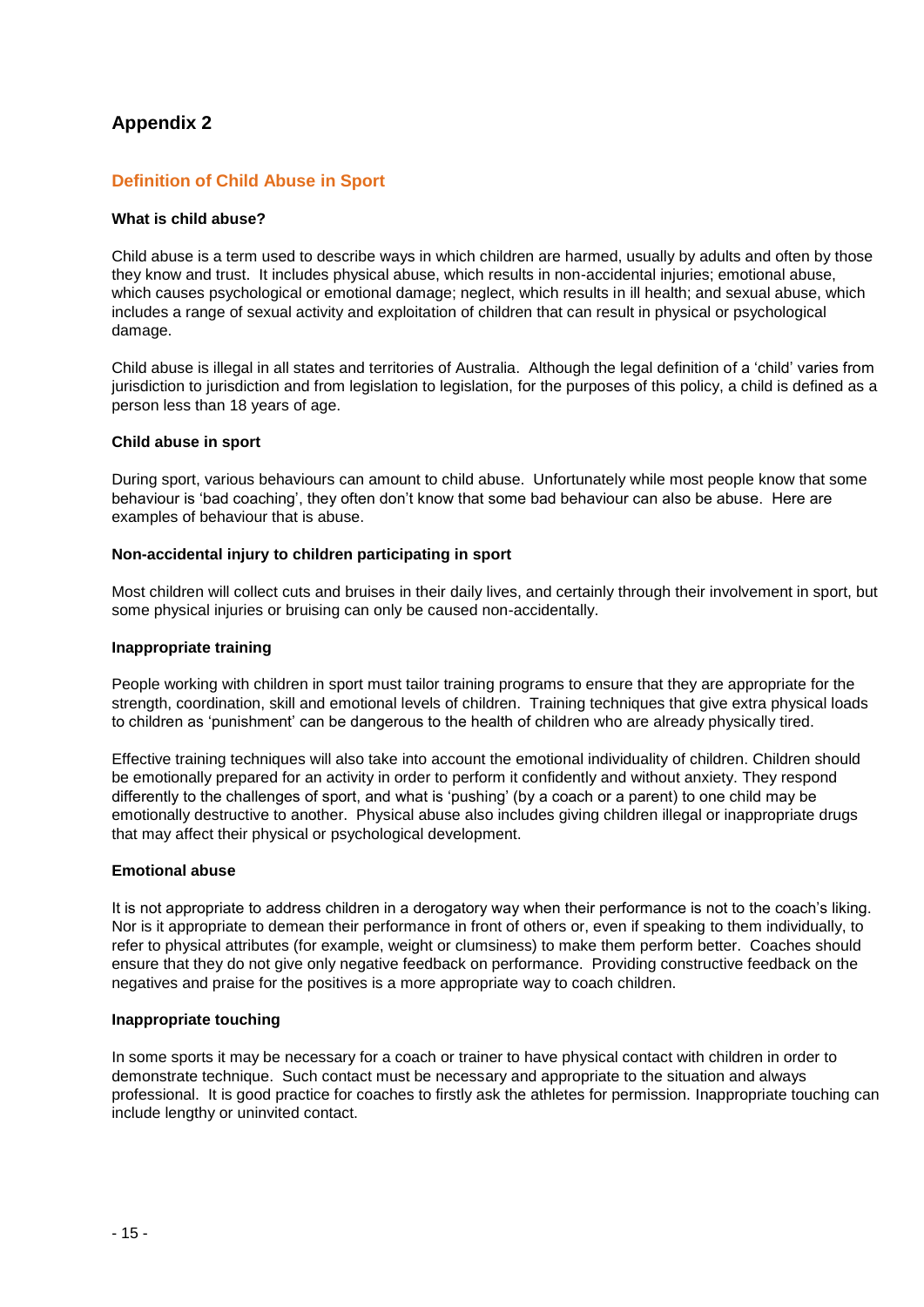# Appendix 2

## Definition of Child Abuse in Sport

### What is child abuse?

Child abuse is a term used to describe ways in which children are harmed, usually by adults and often by those they know and trust. It includes physical abuse, which results in non-accidental injuries; emotional abuse, which causes psychological or emotional damage; neglect, which results in ill health; and sexual abuse, which includes a range of sexual activity and exploitation of children that can result in physical or psychological damage.

Child abuse is illegal in all states and territories of Australia. Although the legal definition of a 'child' varies from jurisdiction to jurisdiction and from legislation to legislation, for the purposes of this policy, a child is defined as a person less than 18 years of age.

### Child abuse in sport

During sport, various behaviours can amount to child abuse. Unfortunately while most people know that some behaviour is 'bad coaching', they often don't know that some bad behaviour can also be abuse. Here are examples of behaviour that is abuse.

### Non-accidental injury to children participating in sport

Most children will collect cuts and bruises in their daily lives, and certainly through their involvement in sport, but some physical injuries or bruising can only be caused non-accidentally.

### Inappropriate training

People working with children in sport must tailor training programs to ensure that they are appropriate for the strength, coordination, skill and emotional levels of children. Training techniques that give extra physical loads to children as 'punishment' can be dangerous to the health of children who are already physically tired.

Effective training techniques will also take into account the emotional individuality of children. Children should be emotionally prepared for an activity in order to perform it confidently and without anxiety. They respond differently to the challenges of sport, and what is 'pushing' (by a coach or a parent) to one child may be emotionally destructive to another. Physical abuse also includes giving children illegal or inappropriate drugs that may affect their physical or psychological development.

### Emotional abuse

It is not appropriate to address children in a derogatory way when their performance is not to the coach's liking. Nor is it appropriate to demean their performance in front of others or, even if speaking to them individually, to refer to physical attributes (for example, weight or clumsiness) to make them perform better. Coaches should ensure that they do not give only negative feedback on performance. Providing constructive feedback on the negatives and praise for the positives is a more appropriate way to coach children.

### Inappropriate touching

In some sports it may be necessary for a coach or trainer to have physical contact with children in order to demonstrate technique. Such contact must be necessary and appropriate to the situation and always professional. It is good practice for coaches to firstly ask the athletes for permission. Inappropriate touching can include lengthy or uninvited contact.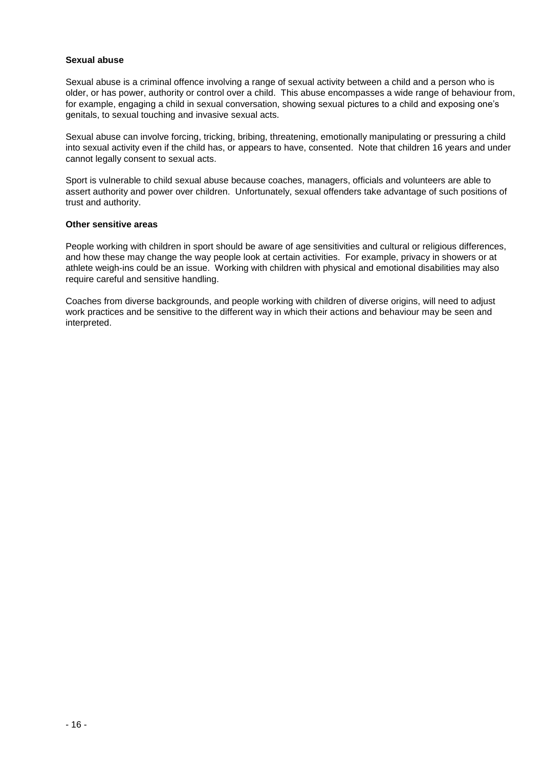**Sexual abuse**

Sexual abuse is a criminal offence involving a range of sexual activity between a child and a person who is older, or has power, authority or control over a child. This abuse encompasses a wide range of behaviour from, for example, engaging a child in sexual conversation, showing sexual pictures to a child and exposing one's genitals, to sexual touching and invasive sexual acts.

Sexual abuse can involve forcing, tricking, bribing, threatening, emotionally manipulating or pressuring a child into sexual activity even if the child has, or appears to have, consented. Note that children 16 years and under cannot legally consent to sexual acts.

Sport is vulnerable to child sexual abuse because coaches, managers, officials and volunteers are able to assert authority and power over children. Unfortunately, sexual offenders take advantage of such positions of trust and authority.

**Other sensitive areas**

People working with children in sport should be aware of age sensitivities and cultural or religious differences, and how these may change the way people look at certain activities. For example, privacy in showers or at athlete weigh-ins could be an issue. Working with children with physical and emotional disabilities may also require careful and sensitive handling.

Coaches from diverse backgrounds, and people working with children of diverse origins, will need to adjust work practices and be sensitive to the different way in which their actions and behaviour may be seen and interpreted.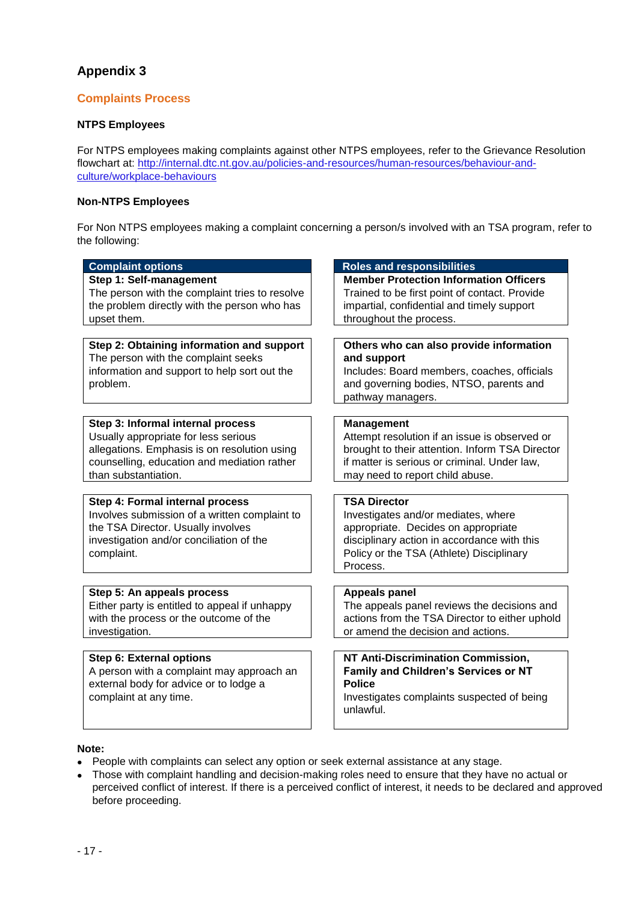# Appendix 3

## Complaints Process

### NTPS Employees

For NTPS employees making complaints against other NTPS employees, refer to the Grievance Resolution flowchart at: [http://internal.dtc.nt.gov.au/policies-and-resources/human-resources/behaviour-and-culture/workplace-behaviours](http://internal.dtc.nt.gov.au/policies-and-resources/human-resources/behaviour-and-culture/workplace-behaviours)

### Non-NTPS Employees

For Non NTPS employees making a complaint concerning a person/s involved with an TSA program, refer to the following:

| Complaint options | Roles and responsibilities |
|---|---|
| **Step 1: Self-management**<br>The person with the complaint tries to resolve the problem directly with the person who has upset them. | **Member Protection Information Officers**<br>Trained to be first point of contact. Provide impartial, confidential and timely support throughout the process. |
| **Step 2: Obtaining information and support**<br>The person with the complaint seeks information and support to help sort out the problem. | **Others who can also provide information and support**<br>Includes: Board members, coaches, officials and governing bodies, NTSO, parents and pathway managers. |
| **Step 3: Informal internal process**<br>Usually appropriate for less serious allegations. Emphasis is on resolution using counselling, education and mediation rather than substantiation. | **Management**<br>Attempt resolution if an issue is observed or brought to their attention. Inform TSA Director if matter is serious or criminal. Under law, may need to report child abuse. |
| **Step 4: Formal internal process**<br>Involves submission of a written complaint to the TSA Director. Usually involves investigation and/or conciliation of the complaint. | **TSA Director**<br>Investigates and/or mediates, where appropriate. Decides on appropriate disciplinary action in accordance with this Policy or the TSA (Athlete) Disciplinary Process. |
| **Step 5: An appeals process**<br>Either party is entitled to appeal if unhappy with the process or the outcome of the investigation. | **Appeals panel**<br>The appeals panel reviews the decisions and actions from the TSA Director to either uphold or amend the decision and actions. |
| **Step 6: External options**<br>A person with a complaint may approach an external body for advice or to lodge a complaint at any time. | **NT Anti-Discrimination Commission, Family and Children's Services or NT Police**<br>Investigates complaints suspected of being unlawful. |

**Note:**

- People with complaints can select any option or seek external assistance at any stage.
- Those with complaint handling and decision-making roles need to ensure that they have no actual or perceived conflict of interest. If there is a perceived conflict of interest, it needs to be declared and approved before proceeding.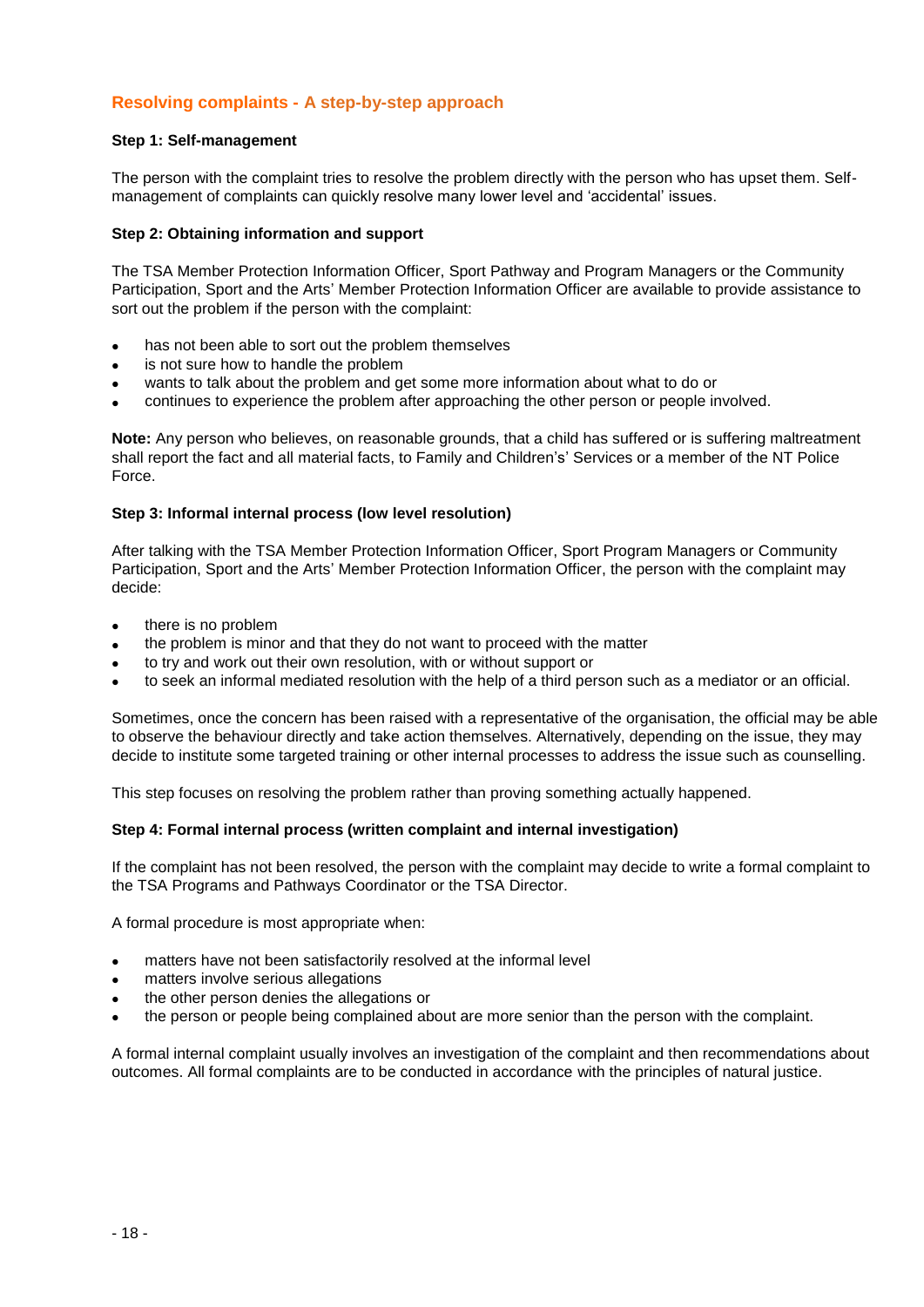## Resolving complaints - A step-by-step approach

**Step 1: Self-management**

The person with the complaint tries to resolve the problem directly with the person who has upset them. Self-management of complaints can quickly resolve many lower level and 'accidental' issues.

**Step 2: Obtaining information and support**

The TSA Member Protection Information Officer, Sport Pathway and Program Managers or the Community Participation, Sport and the Arts' Member Protection Information Officer are available to provide assistance to sort out the problem if the person with the complaint:

- has not been able to sort out the problem themselves
- is not sure how to handle the problem
- wants to talk about the problem and get some more information about what to do or
- continues to experience the problem after approaching the other person or people involved.

**Note:** Any person who believes, on reasonable grounds, that a child has suffered or is suffering maltreatment shall report the fact and all material facts, to Family and Children's' Services or a member of the NT Police Force.

**Step 3: Informal internal process (low level resolution)**

After talking with the TSA Member Protection Information Officer, Sport Program Managers or Community Participation, Sport and the Arts' Member Protection Information Officer, the person with the complaint may decide:

- there is no problem
- the problem is minor and that they do not want to proceed with the matter
- to try and work out their own resolution, with or without support or
- to seek an informal mediated resolution with the help of a third person such as a mediator or an official.

Sometimes, once the concern has been raised with a representative of the organisation, the official may be able to observe the behaviour directly and take action themselves. Alternatively, depending on the issue, they may decide to institute some targeted training or other internal processes to address the issue such as counselling.

This step focuses on resolving the problem rather than proving something actually happened.

**Step 4: Formal internal process (written complaint and internal investigation)**

If the complaint has not been resolved, the person with the complaint may decide to write a formal complaint to the TSA Programs and Pathways Coordinator or the TSA Director.

A formal procedure is most appropriate when:

- matters have not been satisfactorily resolved at the informal level
- matters involve serious allegations
- the other person denies the allegations or
- the person or people being complained about are more senior than the person with the complaint.

A formal internal complaint usually involves an investigation of the complaint and then recommendations about outcomes. All formal complaints are to be conducted in accordance with the principles of natural justice.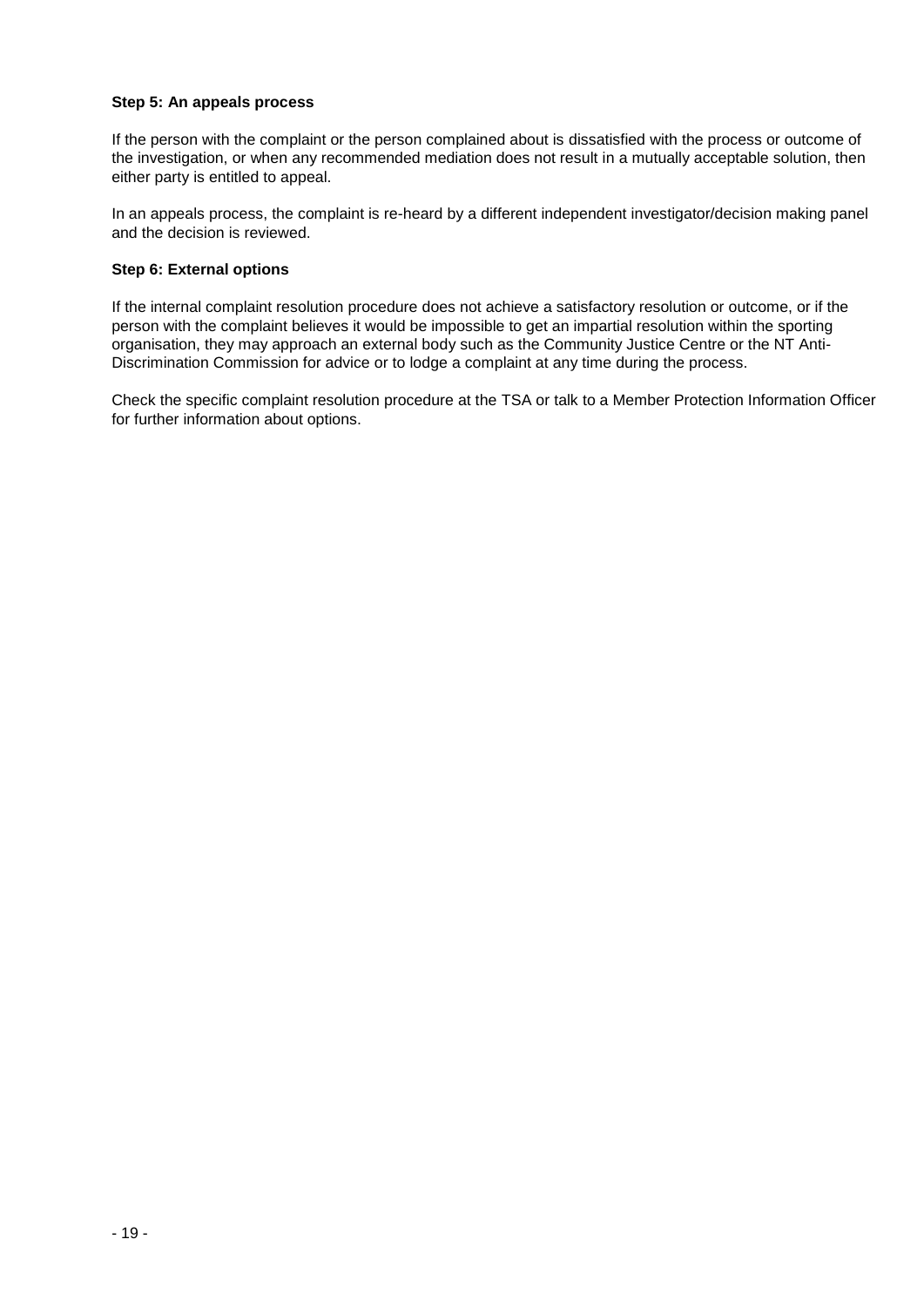**Step 5: An appeals process**

If the person with the complaint or the person complained about is dissatisfied with the process or outcome of the investigation, or when any recommended mediation does not result in a mutually acceptable solution, then either party is entitled to appeal.

In an appeals process, the complaint is re-heard by a different independent investigator/decision making panel and the decision is reviewed.

**Step 6: External options**

If the internal complaint resolution procedure does not achieve a satisfactory resolution or outcome, or if the person with the complaint believes it would be impossible to get an impartial resolution within the sporting organisation, they may approach an external body such as the Community Justice Centre or the NT Anti-Discrimination Commission for advice or to lodge a complaint at any time during the process.

Check the specific complaint resolution procedure at the TSA or talk to a Member Protection Information Officer for further information about options.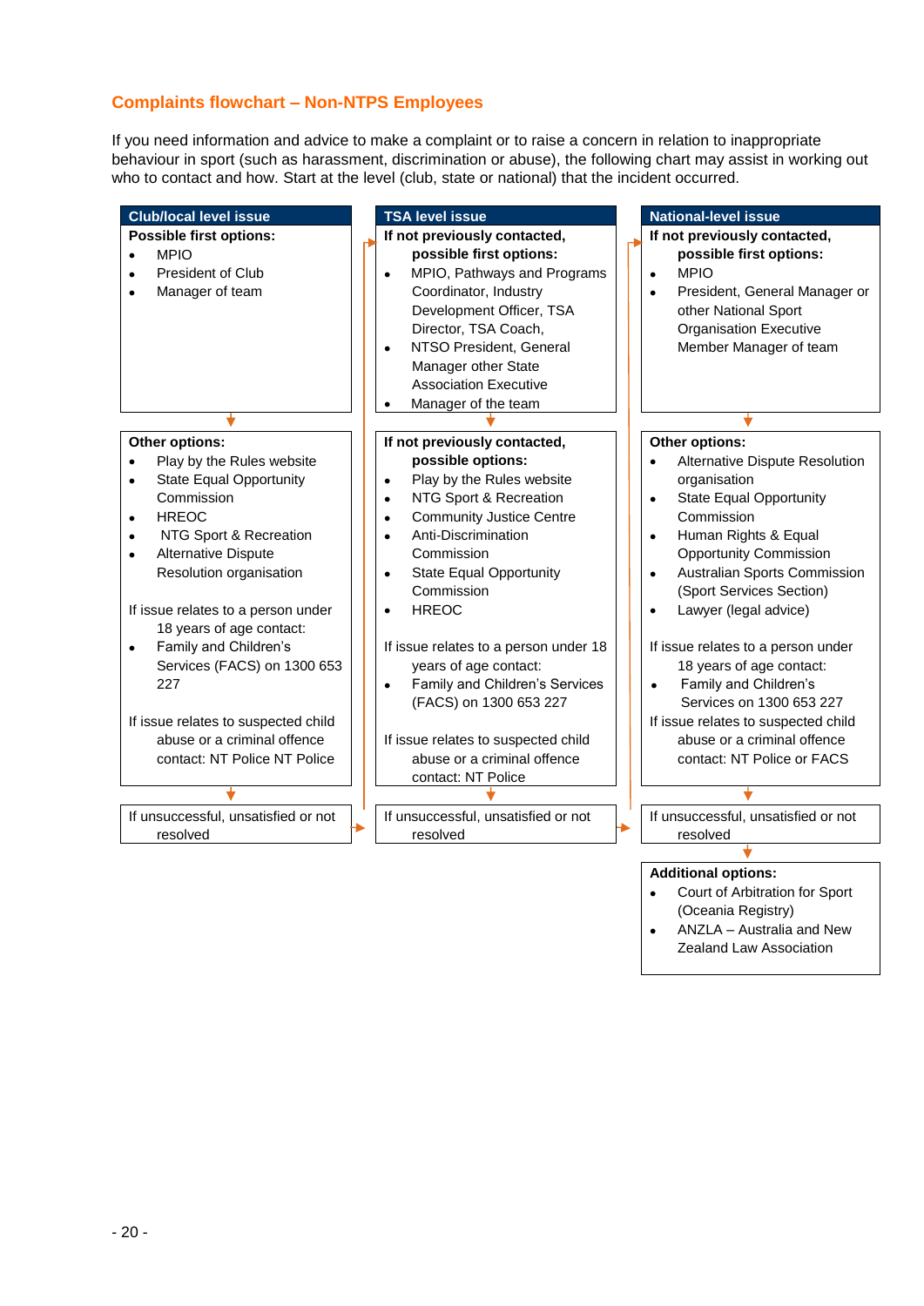## Complaints flowchart – Non-NTPS Employees

If you need information and advice to make a complaint or to raise a concern in relation to inappropriate behaviour in sport (such as harassment, discrimination or abuse), the following chart may assist in working out who to contact and how. Start at the level (club, state or national) that the incident occurred.

### Club/local level issue

**Possible first options:**

- MPIO
- President of Club
- Manager of team

**Other options:**

- Play by the Rules website
- State Equal Opportunity Commission
- HREOC
- NTG Sport & Recreation
- Alternative Dispute Resolution organisation

If issue relates to a person under 18 years of age contact:

- Family and Children's Services (FACS) on 1300 653 227

If issue relates to suspected child abuse or a criminal offence contact: NT Police NT Police

If unsuccessful, unsatisfied or not resolved → TSA level issue

### TSA level issue

**If not previously contacted, possible first options:**

- MPIO, Pathways and Programs Coordinator, Industry Development Officer, TSA Director, TSA Coach,
- NTSO President, General Manager other State Association Executive
- Manager of the team

**If not previously contacted, possible options:**

- Play by the Rules website
- NTG Sport & Recreation
- Community Justice Centre
- Anti-Discrimination Commission
- State Equal Opportunity Commission
- HREOC

If issue relates to a person under 18 years of age contact:

- Family and Children's Services (FACS) on 1300 653 227

If issue relates to suspected child abuse or a criminal offence contact: NT Police

If unsuccessful, unsatisfied or not resolved → National-level issue

### National-level issue

**If not previously contacted, possible first options:**

- MPIO
- President, General Manager or other National Sport Organisation Executive Member Manager of team

**Other options:**

- Alternative Dispute Resolution organisation
- State Equal Opportunity Commission
- Human Rights & Equal Opportunity Commission
- Australian Sports Commission (Sport Services Section)
- Lawyer (legal advice)

If issue relates to a person under 18 years of age contact:

- Family and Children's Services on 1300 653 227

If issue relates to suspected child abuse or a criminal offence contact: NT Police or FACS

If unsuccessful, unsatisfied or not resolved

**Additional options:**

- Court of Arbitration for Sport (Oceania Registry)
- ANZLA – Australia and New Zealand Law Association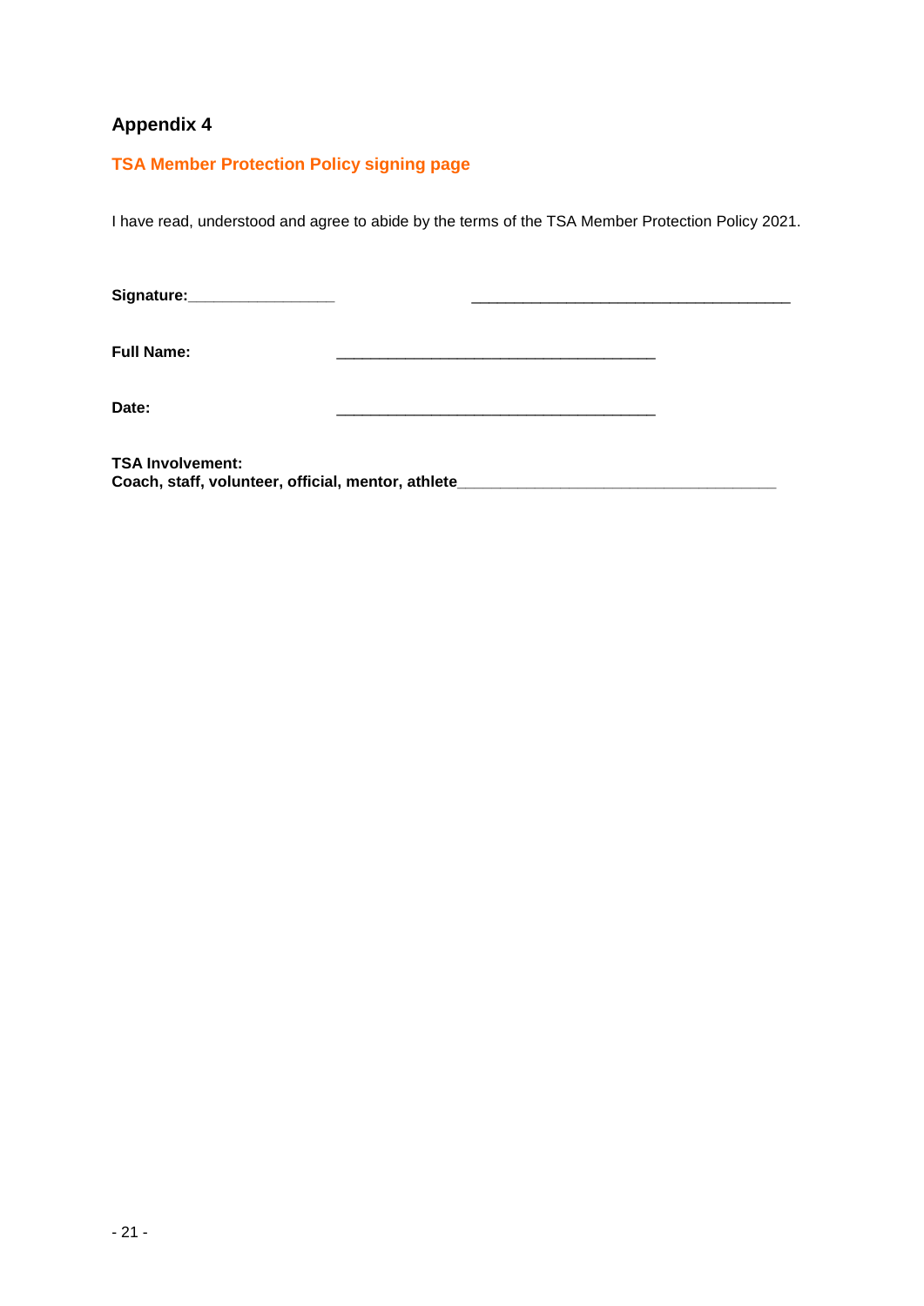# Appendix 4

## TSA Member Protection Policy signing page

I have read, understood and agree to abide by the terms of the TSA Member Protection Policy 2021.

**Signature:**________________ ____________________________________

**Full Name:** ____________________________________

**Date:** ____________________________________

**TSA Involvement:**
**Coach, staff, volunteer, official, mentor, athlete**____________________________________